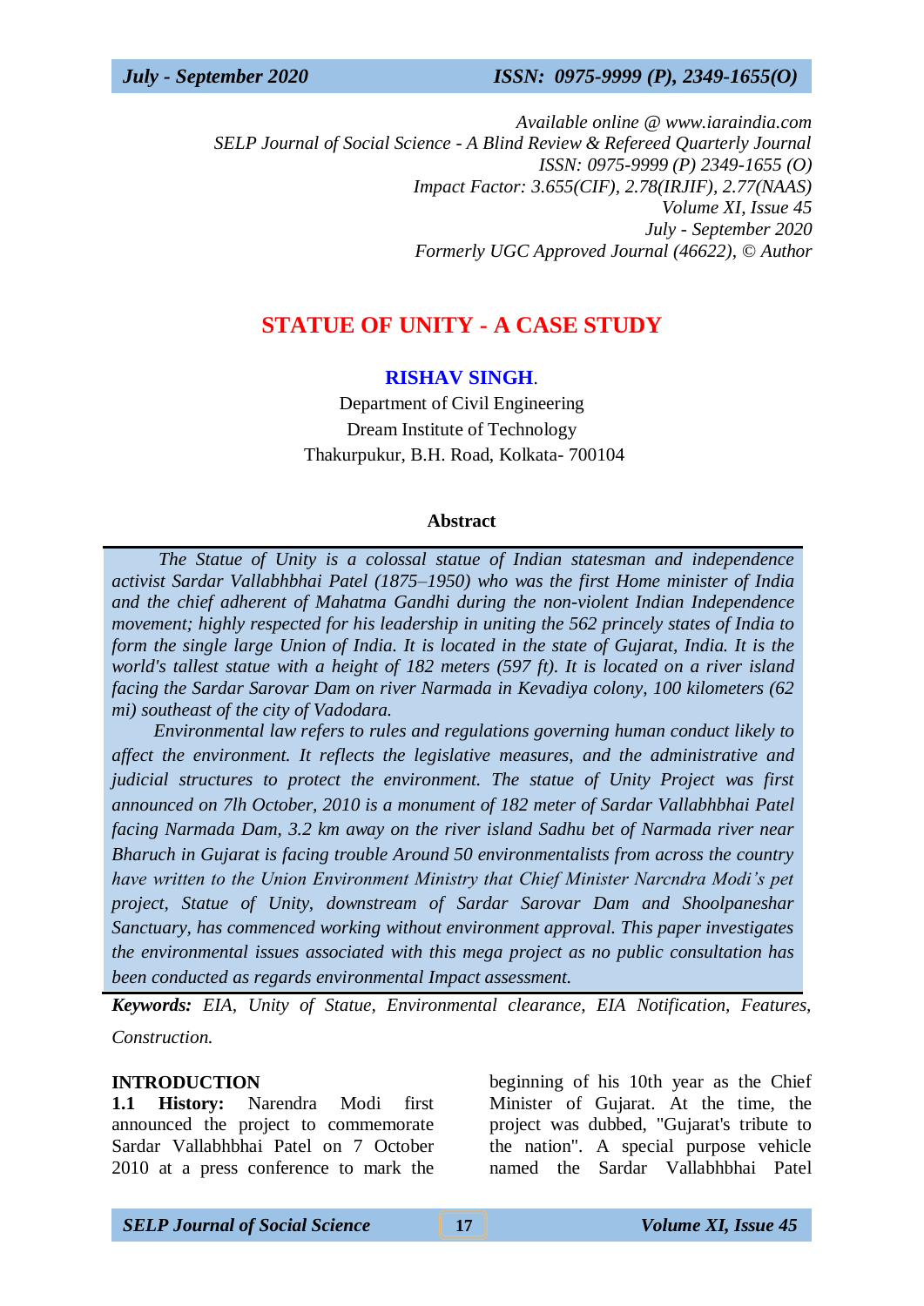*Available online @ www.iaraindia.com*
*SELP Journal of Social Science - A Blind Review & Refereed Quarterly Journal*
*ISSN: 0975-9999 (P) 2349-1655 (O)*
*Impact Factor: 3.655(CIF), 2.78(IRJIF), 2.77(NAAS)*
*Volume XI, Issue 45*
*July - September 2020*
*Formerly UGC Approved Journal (46622), © Author*

# STATUE OF UNITY - A CASE STUDY

**RISHAV SINGH.**
Department of Civil Engineering
Dream Institute of Technology
Thakurpukur, B.H. Road, Kolkata- 700104

### Abstract

*The Statue of Unity is a colossal statue of Indian statesman and independence activist Sardar Vallabhbhai Patel (1875–1950) who was the first Home minister of India and the chief adherent of Mahatma Gandhi during the non-violent Indian Independence movement; highly respected for his leadership in uniting the 562 princely states of India to form the single large Union of India. It is located in the state of Gujarat, India. It is the world's tallest statue with a height of 182 meters (597 ft). It is located on a river island facing the Sardar Sarovar Dam on river Narmada in Kevadiya colony, 100 kilometers (62 mi) southeast of the city of Vadodara.*

*Environmental law refers to rules and regulations governing human conduct likely to affect the environment. It reflects the legislative measures, and the administrative and judicial structures to protect the environment. The statue of Unity Project was first announced on 7lh October, 2010 is a monument of 182 meter of Sardar Vallabhbhai Patel facing Narmada Dam, 3.2 km away on the river island Sadhu bet of Narmada river near Bharuch in Gujarat is facing trouble Around 50 environmentalists from across the country have written to the Union Environment Ministry that Chief Minister Narcndra Modi's pet project, Statue of Unity, downstream of Sardar Sarovar Dam and Shoolpaneshar Sanctuary, has commenced working without environment approval. This paper investigates the environmental issues associated with this mega project as no public consultation has been conducted as regards environmental Impact assessment.*

***Keywords:*** *EIA, Unity of Statue, Environmental clearance, EIA Notification, Features, Construction.*

## INTRODUCTION

**1.1 History:** Narendra Modi first announced the project to commemorate Sardar Vallabhbhai Patel on 7 October 2010 at a press conference to mark the beginning of his 10th year as the Chief Minister of Gujarat. At the time, the project was dubbed, "Gujarat's tribute to the nation". A special purpose vehicle named the Sardar Vallabhbhai Patel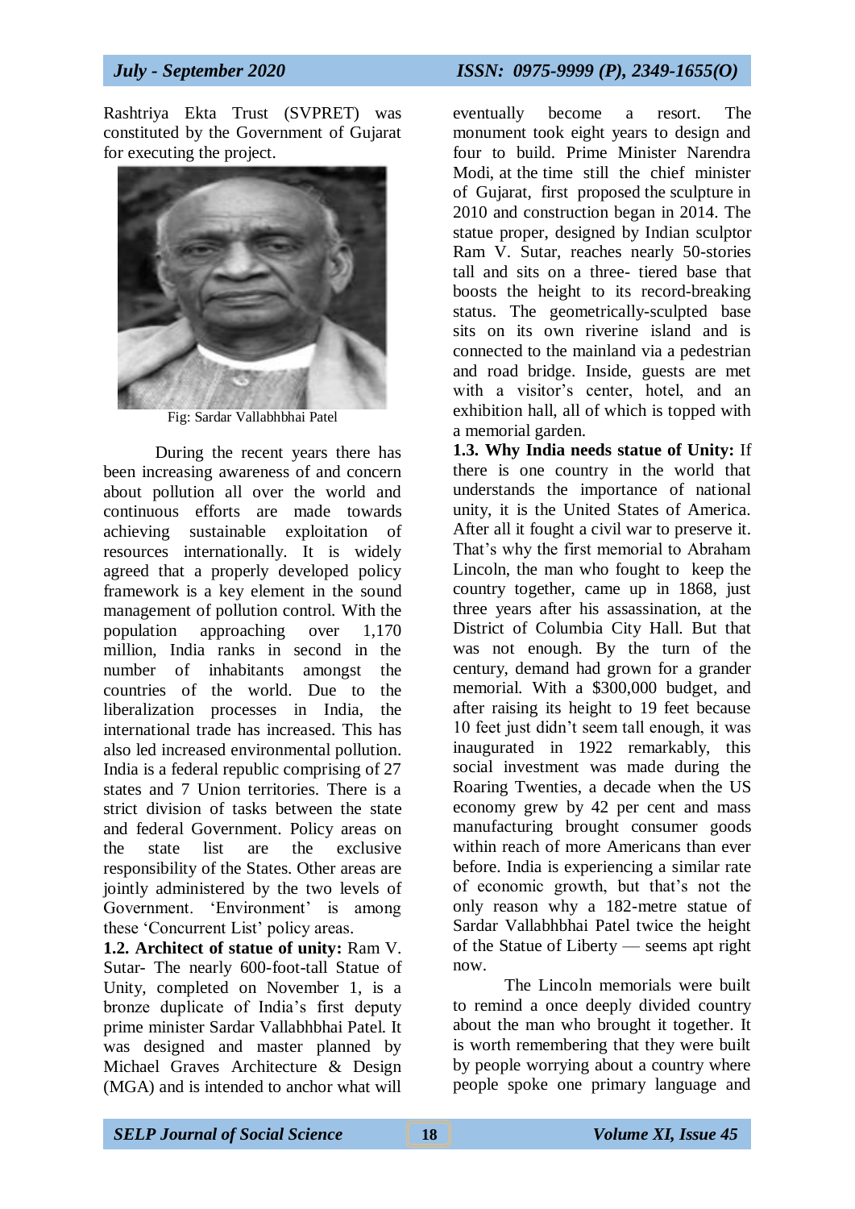Rashtriya Ekta Trust (SVPRET) was constituted by the Government of Gujarat for executing the project.

Fig: Sardar Vallabhbhai Patel

During the recent years there has been increasing awareness of and concern about pollution all over the world and continuous efforts are made towards achieving sustainable exploitation of resources internationally. It is widely agreed that a properly developed policy framework is a key element in the sound management of pollution control. With the population approaching over 1,170 million, India ranks in second in the number of inhabitants amongst the countries of the world. Due to the liberalization processes in India, the international trade has increased. This has also led increased environmental pollution. India is a federal republic comprising of 27 states and 7 Union territories. There is a strict division of tasks between the state and federal Government. Policy areas on the state list are the exclusive responsibility of the States. Other areas are jointly administered by the two levels of Government. 'Environment' is among these 'Concurrent List' policy areas.

**1.2. Architect of statue of unity:** Ram V. Sutar- The nearly 600-foot-tall Statue of Unity, completed on November 1, is a bronze duplicate of India's first deputy prime minister Sardar Vallabhbhai Patel. It was designed and master planned by Michael Graves Architecture & Design (MGA) and is intended to anchor what will eventually become a resort. The monument took eight years to design and four to build. Prime Minister Narendra Modi, at the time still the chief minister of Gujarat, first proposed the sculpture in 2010 and construction began in 2014. The statue proper, designed by Indian sculptor Ram V. Sutar, reaches nearly 50-stories tall and sits on a three- tiered base that boosts the height to its record-breaking status. The geometrically-sculpted base sits on its own riverine island and is connected to the mainland via a pedestrian and road bridge. Inside, guests are met with a visitor's center, hotel, and an exhibition hall, all of which is topped with a memorial garden.

**1.3. Why India needs statue of Unity:** If there is one country in the world that understands the importance of national unity, it is the United States of America. After all it fought a civil war to preserve it. That's why the first memorial to Abraham Lincoln, the man who fought to keep the country together, came up in 1868, just three years after his assassination, at the District of Columbia City Hall. But that was not enough. By the turn of the century, demand had grown for a grander memorial. With a $300,000 budget, and after raising its height to 19 feet because 10 feet just didn't seem tall enough, it was inaugurated in 1922 remarkably, this social investment was made during the Roaring Twenties, a decade when the US economy grew by 42 per cent and mass manufacturing brought consumer goods within reach of more Americans than ever before. India is experiencing a similar rate of economic growth, but that's not the only reason why a 182-metre statue of Sardar Vallabhbhai Patel twice the height of the Statue of Liberty — seems apt right now.

The Lincoln memorials were built to remind a once deeply divided country about the man who brought it together. It is worth remembering that they were built by people worrying about a country where people spoke one primary language and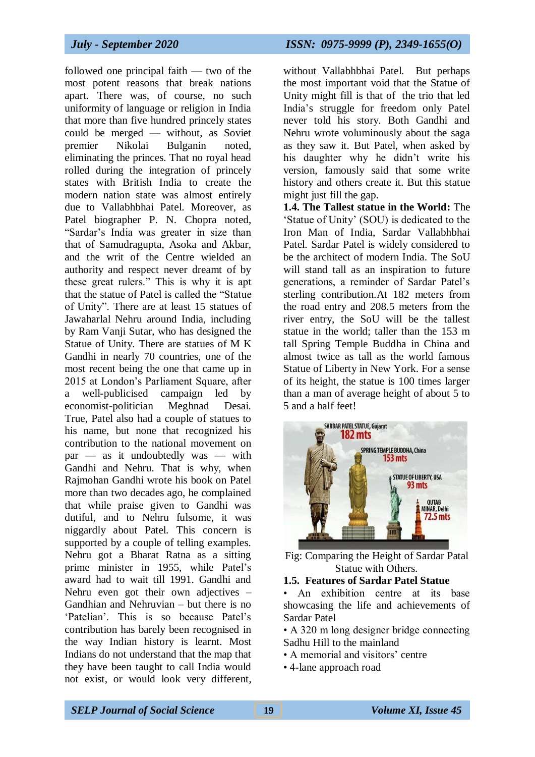followed one principal faith — two of the most potent reasons that break nations apart. There was, of course, no such uniformity of language or religion in India that more than five hundred princely states could be merged — without, as Soviet premier Nikolai Bulganin noted, eliminating the princes. That no royal head rolled during the integration of princely states with British India to create the modern nation state was almost entirely due to Vallabhbhai Patel. Moreover, as Patel biographer P. N. Chopra noted, "Sardar's India was greater in size than that of Samudragupta, Asoka and Akbar, and the writ of the Centre wielded an authority and respect never dreamt of by these great rulers." This is why it is apt that the statue of Patel is called the "Statue of Unity". There are at least 15 statues of Jawaharlal Nehru around India, including by Ram Vanji Sutar, who has designed the Statue of Unity. There are statues of M K Gandhi in nearly 70 countries, one of the most recent being the one that came up in 2015 at London's Parliament Square, after a well-publicised campaign led by economist-politician Meghnad Desai. True, Patel also had a couple of statues to his name, but none that recognized his contribution to the national movement on par — as it undoubtedly was — with Gandhi and Nehru. That is why, when Rajmohan Gandhi wrote his book on Patel more than two decades ago, he complained that while praise given to Gandhi was dutiful, and to Nehru fulsome, it was niggardly about Patel. This concern is supported by a couple of telling examples. Nehru got a Bharat Ratna as a sitting prime minister in 1955, while Patel's award had to wait till 1991. Gandhi and Nehru even got their own adjectives – Gandhian and Nehruvian – but there is no 'Patelian'. This is so because Patel's contribution has barely been recognised in the way Indian history is learnt. Most Indians do not understand that the map that they have been taught to call India would not exist, or would look very different, without Vallabhbhai Patel. But perhaps the most important void that the Statue of Unity might fill is that of the trio that led India's struggle for freedom only Patel never told his story. Both Gandhi and Nehru wrote voluminously about the saga as they saw it. But Patel, when asked by his daughter why he didn't write his version, famously said that some write history and others create it. But this statue might just fill the gap.

**1.4. The Tallest statue in the World:** The 'Statue of Unity' (SOU) is dedicated to the Iron Man of India, Sardar Vallabhbhai Patel. Sardar Patel is widely considered to be the architect of modern India. The SoU will stand tall as an inspiration to future generations, a reminder of Sardar Patel's sterling contribution.At 182 meters from the road entry and 208.5 meters from the river entry, the SoU will be the tallest statue in the world; taller than the 153 m tall Spring Temple Buddha in China and almost twice as tall as the world famous Statue of Liberty in New York. For a sense of its height, the statue is 100 times larger than a man of average height of about 5 to 5 and a half feet!

Fig: Comparing the Height of Sardar Patal Statue with Others.

**1.5. Features of Sardar Patel Statue**

- An exhibition centre at its base showcasing the life and achievements of Sardar Patel
- A 320 m long designer bridge connecting Sadhu Hill to the mainland
- A memorial and visitors' centre
- 4-lane approach road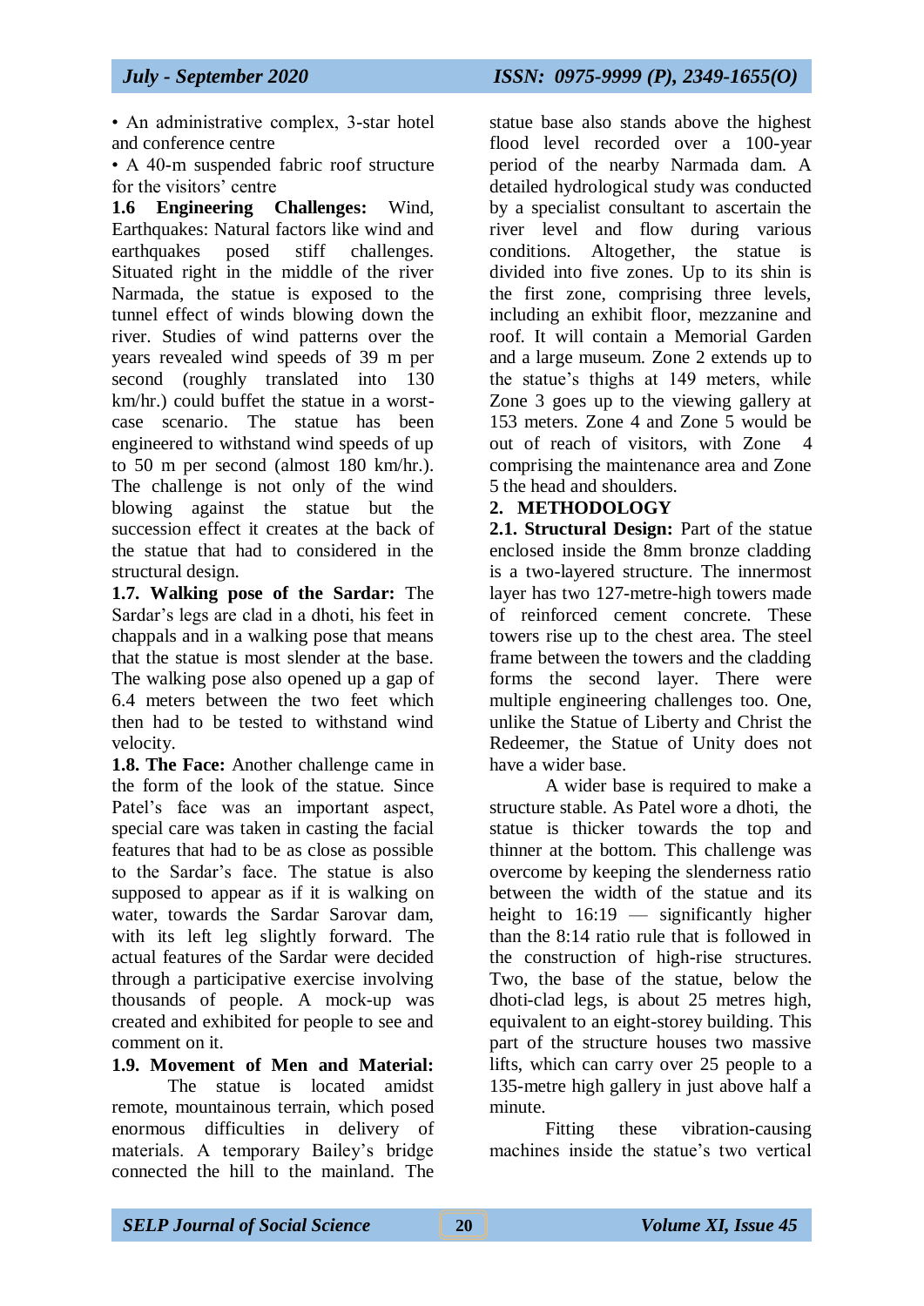• An administrative complex, 3-star hotel and conference centre

• A 40-m suspended fabric roof structure for the visitors' centre

**1.6 Engineering Challenges:** Wind, Earthquakes: Natural factors like wind and earthquakes posed stiff challenges. Situated right in the middle of the river Narmada, the statue is exposed to the tunnel effect of winds blowing down the river. Studies of wind patterns over the years revealed wind speeds of 39 m per second (roughly translated into 130 km/hr.) could buffet the statue in a worst-case scenario. The statue has been engineered to withstand wind speeds of up to 50 m per second (almost 180 km/hr.). The challenge is not only of the wind blowing against the statue but the succession effect it creates at the back of the statue that had to considered in the structural design.

**1.7. Walking pose of the Sardar:** The Sardar's legs are clad in a dhoti, his feet in chappals and in a walking pose that means that the statue is most slender at the base. The walking pose also opened up a gap of 6.4 meters between the two feet which then had to be tested to withstand wind velocity.

**1.8. The Face:** Another challenge came in the form of the look of the statue. Since Patel's face was an important aspect, special care was taken in casting the facial features that had to be as close as possible to the Sardar's face. The statue is also supposed to appear as if it is walking on water, towards the Sardar Sarovar dam, with its left leg slightly forward. The actual features of the Sardar were decided through a participative exercise involving thousands of people. A mock-up was created and exhibited for people to see and comment on it.

**1.9. Movement of Men and Material:** The statue is located amidst remote, mountainous terrain, which posed enormous difficulties in delivery of materials. A temporary Bailey's bridge connected the hill to the mainland. The statue base also stands above the highest flood level recorded over a 100-year period of the nearby Narmada dam. A detailed hydrological study was conducted by a specialist consultant to ascertain the river level and flow during various conditions. Altogether, the statue is divided into five zones. Up to its shin is the first zone, comprising three levels, including an exhibit floor, mezzanine and roof. It will contain a Memorial Garden and a large museum. Zone 2 extends up to the statue's thighs at 149 meters, while Zone 3 goes up to the viewing gallery at 153 meters. Zone 4 and Zone 5 would be out of reach of visitors, with Zone 4 comprising the maintenance area and Zone 5 the head and shoulders.

## 2. METHODOLOGY

**2.1. Structural Design:** Part of the statue enclosed inside the 8mm bronze cladding is a two-layered structure. The innermost layer has two 127-metre-high towers made of reinforced cement concrete. These towers rise up to the chest area. The steel frame between the towers and the cladding forms the second layer. There were multiple engineering challenges too. One, unlike the Statue of Liberty and Christ the Redeemer, the Statue of Unity does not have a wider base.

A wider base is required to make a structure stable. As Patel wore a dhoti, the statue is thicker towards the top and thinner at the bottom. This challenge was overcome by keeping the slenderness ratio between the width of the statue and its height to 16:19 — significantly higher than the 8:14 ratio rule that is followed in the construction of high-rise structures. Two, the base of the statue, below the dhoti-clad legs, is about 25 metres high, equivalent to an eight-storey building. This part of the structure houses two massive lifts, which can carry over 25 people to a 135-metre high gallery in just above half a minute.

Fitting these vibration-causing machines inside the statue's two vertical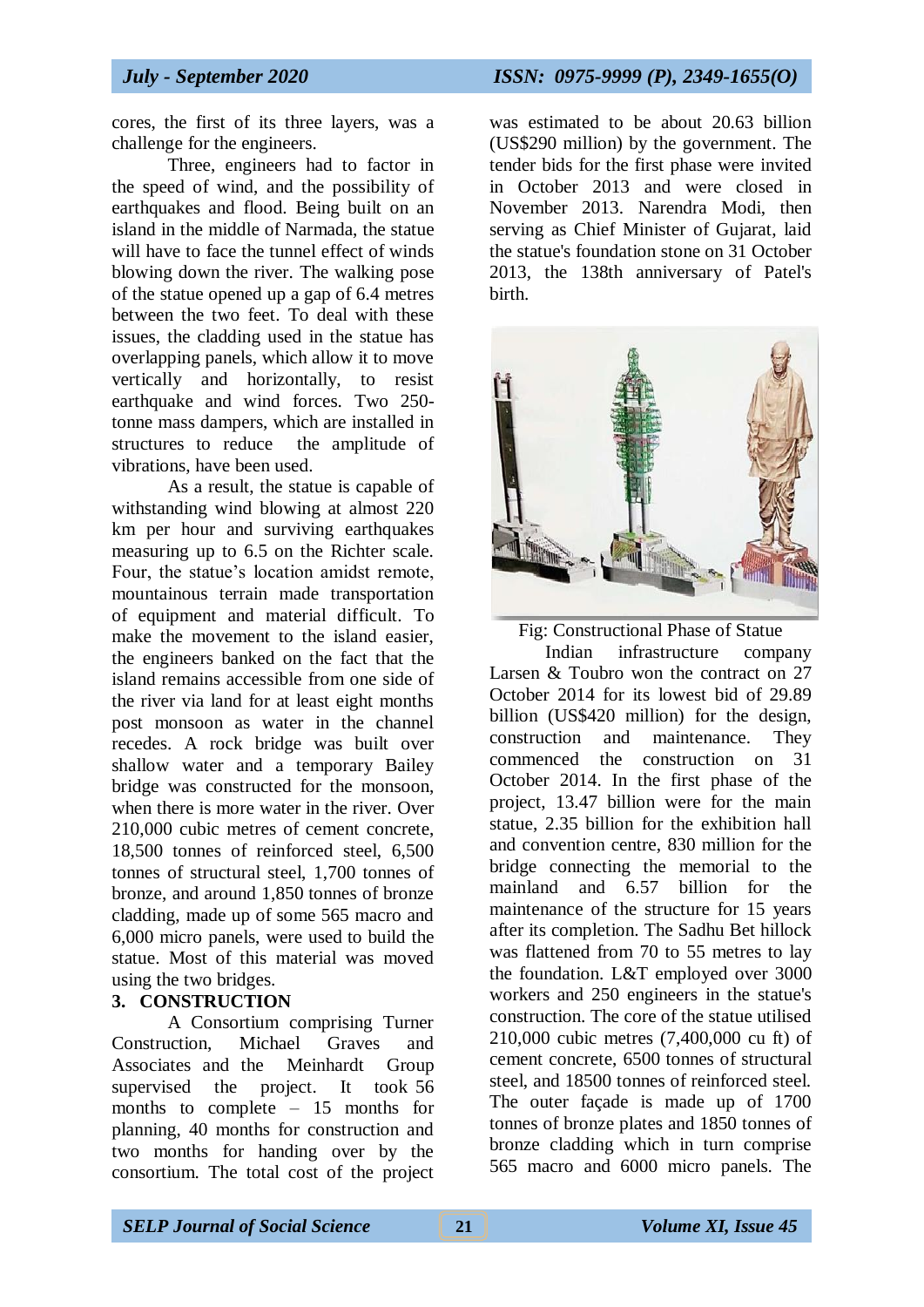cores, the first of its three layers, was a challenge for the engineers.

Three, engineers had to factor in the speed of wind, and the possibility of earthquakes and flood. Being built on an island in the middle of Narmada, the statue will have to face the tunnel effect of winds blowing down the river. The walking pose of the statue opened up a gap of 6.4 metres between the two feet. To deal with these issues, the cladding used in the statue has overlapping panels, which allow it to move vertically and horizontally, to resist earthquake and wind forces. Two 250-tonne mass dampers, which are installed in structures to reduce the amplitude of vibrations, have been used.

As a result, the statue is capable of withstanding wind blowing at almost 220 km per hour and surviving earthquakes measuring up to 6.5 on the Richter scale. Four, the statue's location amidst remote, mountainous terrain made transportation of equipment and material difficult. To make the movement to the island easier, the engineers banked on the fact that the island remains accessible from one side of the river via land for at least eight months post monsoon as water in the channel recedes. A rock bridge was built over shallow water and a temporary Bailey bridge was constructed for the monsoon, when there is more water in the river. Over 210,000 cubic metres of cement concrete, 18,500 tonnes of reinforced steel, 6,500 tonnes of structural steel, 1,700 tonnes of bronze, and around 1,850 tonnes of bronze cladding, made up of some 565 macro and 6,000 micro panels, were used to build the statue. Most of this material was moved using the two bridges.

## 3. CONSTRUCTION

A Consortium comprising Turner Construction, Michael Graves and Associates and the Meinhardt Group supervised the project. It took 56 months to complete – 15 months for planning, 40 months for construction and two months for handing over by the consortium. The total cost of the project was estimated to be about 20.63 billion (US$290 million) by the government. The tender bids for the first phase were invited in October 2013 and were closed in November 2013. Narendra Modi, then serving as Chief Minister of Gujarat, laid the statue's foundation stone on 31 October 2013, the 138th anniversary of Patel's birth.

Fig: Constructional Phase of Statue

Indian infrastructure company Larsen & Toubro won the contract on 27 October 2014 for its lowest bid of 29.89 billion (US$420 million) for the design, construction and maintenance. They commenced the construction on 31 October 2014. In the first phase of the project, 13.47 billion were for the main statue, 2.35 billion for the exhibition hall and convention centre, 830 million for the bridge connecting the memorial to the mainland and 6.57 billion for the maintenance of the structure for 15 years after its completion. The Sadhu Bet hillock was flattened from 70 to 55 metres to lay the foundation. L&T employed over 3000 workers and 250 engineers in the statue's construction. The core of the statue utilised 210,000 cubic metres (7,400,000 cu ft) of cement concrete, 6500 tonnes of structural steel, and 18500 tonnes of reinforced steel. The outer façade is made up of 1700 tonnes of bronze plates and 1850 tonnes of bronze cladding which in turn comprise 565 macro and 6000 micro panels. The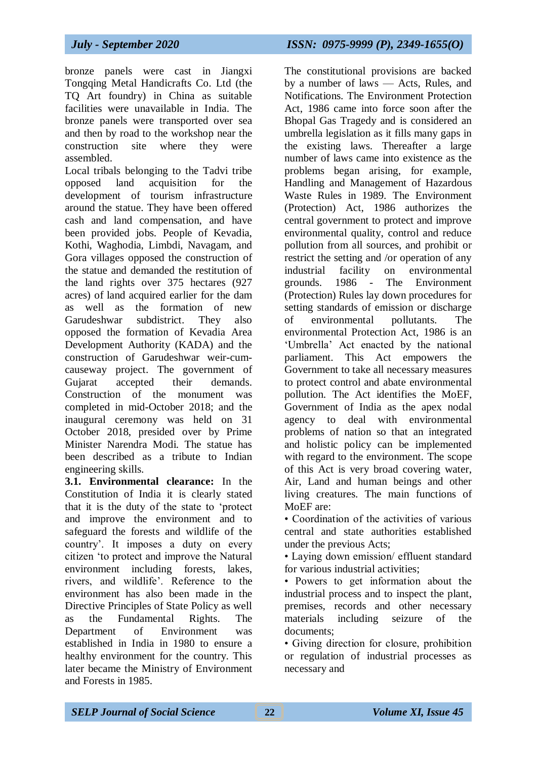bronze panels were cast in Jiangxi Tongqing Metal Handicrafts Co. Ltd (the TQ Art foundry) in China as suitable facilities were unavailable in India. The bronze panels were transported over sea and then by road to the workshop near the construction site where they were assembled.

Local tribals belonging to the Tadvi tribe opposed land acquisition for the development of tourism infrastructure around the statue. They have been offered cash and land compensation, and have been provided jobs. People of Kevadia, Kothi, Waghodia, Limbdi, Navagam, and Gora villages opposed the construction of the statue and demanded the restitution of the land rights over 375 hectares (927 acres) of land acquired earlier for the dam as well as the formation of new Garudeshwar subdistrict. They also opposed the formation of Kevadia Area Development Authority (KADA) and the construction of Garudeshwar weir-cum-causeway project. The government of Gujarat accepted their demands. Construction of the monument was completed in mid-October 2018; and the inaugural ceremony was held on 31 October 2018, presided over by Prime Minister Narendra Modi. The statue has been described as a tribute to Indian engineering skills.

**3.1. Environmental clearance:** In the Constitution of India it is clearly stated that it is the duty of the state to 'protect and improve the environment and to safeguard the forests and wildlife of the country'. It imposes a duty on every citizen 'to protect and improve the Natural environment including forests, lakes, rivers, and wildlife'. Reference to the environment has also been made in the Directive Principles of State Policy as well as the Fundamental Rights. The Department of Environment was established in India in 1980 to ensure a healthy environment for the country. This later became the Ministry of Environment and Forests in 1985.

The constitutional provisions are backed by a number of laws — Acts, Rules, and Notifications. The Environment Protection Act, 1986 came into force soon after the Bhopal Gas Tragedy and is considered an umbrella legislation as it fills many gaps in the existing laws. Thereafter a large number of laws came into existence as the problems began arising, for example, Handling and Management of Hazardous Waste Rules in 1989. The Environment (Protection) Act, 1986 authorizes the central government to protect and improve environmental quality, control and reduce pollution from all sources, and prohibit or restrict the setting and /or operation of any industrial facility on environmental grounds. 1986 - The Environment (Protection) Rules lay down procedures for setting standards of emission or discharge of environmental pollutants. The environmental Protection Act, 1986 is an 'Umbrella' Act enacted by the national parliament. This Act empowers the Government to take all necessary measures to protect control and abate environmental pollution. The Act identifies the MoEF, Government of India as the apex nodal agency to deal with environmental problems of nation so that an integrated and holistic policy can be implemented with regard to the environment. The scope of this Act is very broad covering water, Air, Land and human beings and other living creatures. The main functions of MoEF are:

- Coordination of the activities of various central and state authorities established under the previous Acts;
- Laying down emission/ effluent standard for various industrial activities;
- Powers to get information about the industrial process and to inspect the plant, premises, records and other necessary materials including seizure of the documents;
- Giving direction for closure, prohibition or regulation of industrial processes as necessary and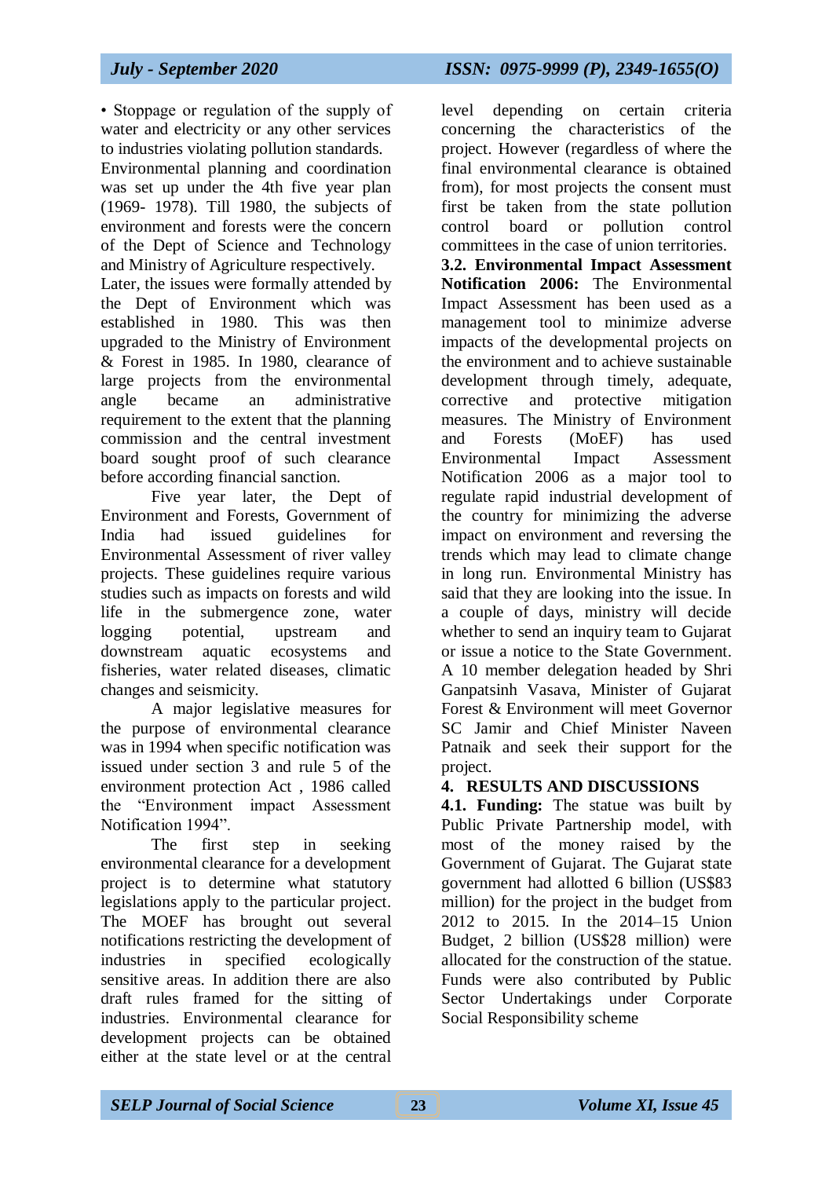• Stoppage or regulation of the supply of water and electricity or any other services to industries violating pollution standards.

Environmental planning and coordination was set up under the 4th five year plan (1969- 1978). Till 1980, the subjects of environment and forests were the concern of the Dept of Science and Technology and Ministry of Agriculture respectively.

Later, the issues were formally attended by the Dept of Environment which was established in 1980. This was then upgraded to the Ministry of Environment & Forest in 1985. In 1980, clearance of large projects from the environmental angle became an administrative requirement to the extent that the planning commission and the central investment board sought proof of such clearance before according financial sanction.

Five year later, the Dept of Environment and Forests, Government of India had issued guidelines for Environmental Assessment of river valley projects. These guidelines require various studies such as impacts on forests and wild life in the submergence zone, water logging potential, upstream and downstream aquatic ecosystems and fisheries, water related diseases, climatic changes and seismicity.

A major legislative measures for the purpose of environmental clearance was in 1994 when specific notification was issued under section 3 and rule 5 of the environment protection Act , 1986 called the "Environment impact Assessment Notification 1994".

The first step in seeking environmental clearance for a development project is to determine what statutory legislations apply to the particular project. The MOEF has brought out several notifications restricting the development of industries in specified ecologically sensitive areas. In addition there are also draft rules framed for the sitting of industries. Environmental clearance for development projects can be obtained either at the state level or at the central level depending on certain criteria concerning the characteristics of the project. However (regardless of where the final environmental clearance is obtained from), for most projects the consent must first be taken from the state pollution control board or pollution control committees in the case of union territories.

**3.2. Environmental Impact Assessment Notification 2006:** The Environmental Impact Assessment has been used as a management tool to minimize adverse impacts of the developmental projects on the environment and to achieve sustainable development through timely, adequate, corrective and protective mitigation measures. The Ministry of Environment and Forests (MoEF) has used Environmental Impact Assessment Notification 2006 as a major tool to regulate rapid industrial development of the country for minimizing the adverse impact on environment and reversing the trends which may lead to climate change in long run. Environmental Ministry has said that they are looking into the issue. In a couple of days, ministry will decide whether to send an inquiry team to Gujarat or issue a notice to the State Government. A 10 member delegation headed by Shri Ganpatsinh Vasava, Minister of Gujarat Forest & Environment will meet Governor SC Jamir and Chief Minister Naveen Patnaik and seek their support for the project.

## 4. RESULTS AND DISCUSSIONS

**4.1. Funding:** The statue was built by Public Private Partnership model, with most of the money raised by the Government of Gujarat. The Gujarat state government had allotted 6 billion (US$83 million) for the project in the budget from 2012 to 2015. In the 2014–15 Union Budget, 2 billion (US$28 million) were allocated for the construction of the statue. Funds were also contributed by Public Sector Undertakings under Corporate Social Responsibility scheme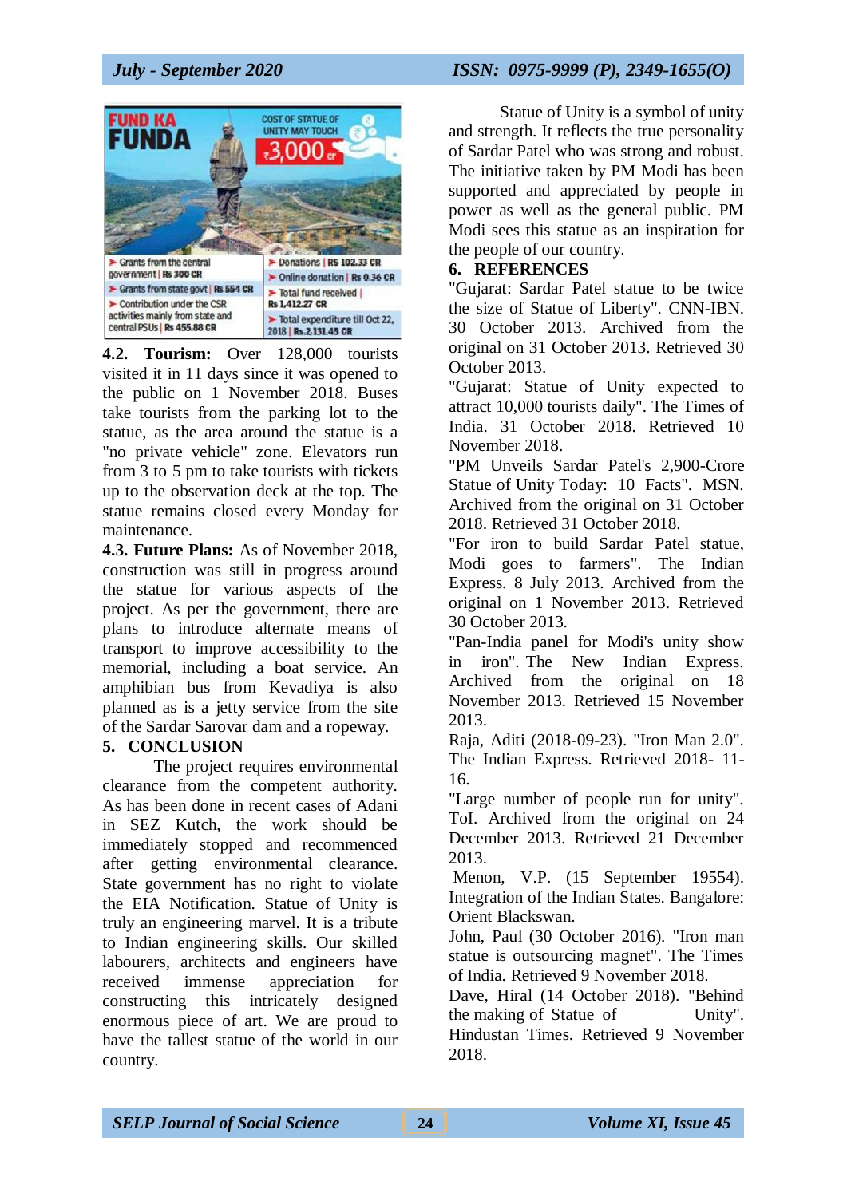FUND KA FUNDA

COST OF STATUE OF UNITY MAY TOUCH

₹3,000 cr

➤ Grants from the central government | Rs 300 CR

➤ Grants from state govt | Rs 554 CR

➤ Contribution under the CSR activities mainly from state and central PSUs | Rs 455.88 CR

➤ Donations | RS 102.33 CR

➤ Online donation | Rs 0.36 CR

➤ Total fund received | Rs 1,412.27 CR

➤ Total expenditure till Oct 22, 2018 | Rs.2,131.45 CR

**4.2. Tourism:** Over 128,000 tourists visited it in 11 days since it was opened to the public on 1 November 2018. Buses take tourists from the parking lot to the statue, as the area around the statue is a "no private vehicle" zone. Elevators run from 3 to 5 pm to take tourists with tickets up to the observation deck at the top. The statue remains closed every Monday for maintenance.

**4.3. Future Plans:** As of November 2018, construction was still in progress around the statue for various aspects of the project. As per the government, there are plans to introduce alternate means of transport to improve accessibility to the memorial, including a boat service. An amphibian bus from Kevadiya is also planned as is a jetty service from the site of the Sardar Sarovar dam and a ropeway.

## 5. CONCLUSION

The project requires environmental clearance from the competent authority. As has been done in recent cases of Adani in SEZ Kutch, the work should be immediately stopped and recommenced after getting environmental clearance. State government has no right to violate the EIA Notification. Statue of Unity is truly an engineering marvel. It is a tribute to Indian engineering skills. Our skilled labourers, architects and engineers have received immense appreciation for constructing this intricately designed enormous piece of art. We are proud to have the tallest statue of the world in our country.

Statue of Unity is a symbol of unity and strength. It reflects the true personality of Sardar Patel who was strong and robust. The initiative taken by PM Modi has been supported and appreciated by people in power as well as the general public. PM Modi sees this statue as an inspiration for the people of our country.

## 6. REFERENCES

"Gujarat: Sardar Patel statue to be twice the size of Statue of Liberty". CNN-IBN. 30 October 2013. Archived from the original on 31 October 2013. Retrieved 30 October 2013.

"Gujarat: Statue of Unity expected to attract 10,000 tourists daily". The Times of India. 31 October 2018. Retrieved 10 November 2018.

"PM Unveils Sardar Patel's 2,900-Crore Statue of Unity Today: 10 Facts". MSN. Archived from the original on 31 October 2018. Retrieved 31 October 2018.

"For iron to build Sardar Patel statue, Modi goes to farmers". The Indian Express. 8 July 2013. Archived from the original on 1 November 2013. Retrieved 30 October 2013.

"Pan-India panel for Modi's unity show in iron". The New Indian Express. Archived from the original on 18 November 2013. Retrieved 15 November 2013.

Raja, Aditi (2018-09-23). "Iron Man 2.0". The Indian Express. Retrieved 2018- 11-16.

"Large number of people run for unity". ToI. Archived from the original on 24 December 2013. Retrieved 21 December 2013.

Menon, V.P. (15 September 19554). Integration of the Indian States. Bangalore: Orient Blackswan.

John, Paul (30 October 2016). "Iron man statue is outsourcing magnet". The Times of India. Retrieved 9 November 2018.

Dave, Hiral (14 October 2018). "Behind the making of Statue of Unity". Hindustan Times. Retrieved 9 November 2018.